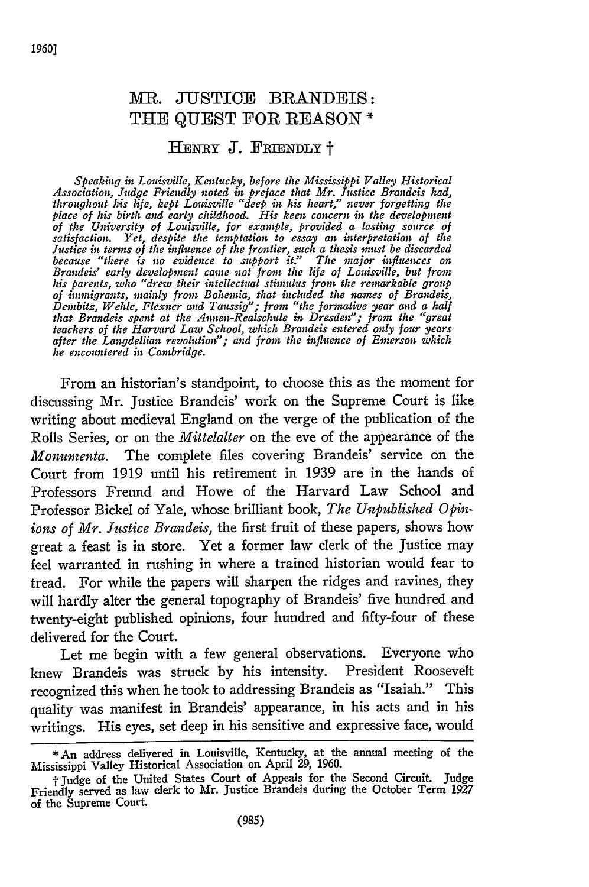# MR. JUSTICE BRANDEIS: THE QUEST FOR REASON *

HENRY J. FRIENDLY †

*Speaking in Louisville, Kentucky, before the Mississippi Valley Historical Association, Judge Friendly noted in preface that Mr. Justice Brandeis had, throughout his life, kept Louisville "deep in his heart," never forgetting the place of his birth and early childhood. His keen concern in the development of the University of Louisville, for example, provided a lasting source of satisfaction. Yet, despite the temptation to essay an interpretation of the Justice in terms of the influence of the frontier, such a thesis must be discarded because "there is no evidence to support it." The major influences on Brandeis' early development came not from the life of Louisville, but from his parents, who "drew their intellectual stimulus from the remarkable group of immigrants, mainly from Bohemia, that included the names of Brandeis, Dembitz, Wehle, Flexner and Taussig"; from "the formative year and a half that Brandeis spent at the Annen-Realschule in Dresden"; from the "great teachers of the Harvard Law School, which Brandeis entered only four years after the Langdellian revolution"; and from the influence of Emerson which he encountered in Cambridge.*

From an historian's standpoint, to choose this as the moment for discussing Mr. Justice Brandeis' work on the Supreme Court is like writing about medieval England on the verge of the publication of the Rolls Series, or on the *Mittelalter* on the eve of the appearance of the *Monumenta*. The complete files covering Brandeis' service on the Court from 1919 until his retirement in 1939 are in the hands of Professors Freund and Howe of the Harvard Law School and Professor Bickel of Yale, whose brilliant book, *The Unpublished Opinions of Mr. Justice Brandeis*, the first fruit of these papers, shows how great a feast is in store. Yet a former law clerk of the Justice may feel warranted in rushing in where a trained historian would fear to tread. For while the papers will sharpen the ridges and ravines, they will hardly alter the general topography of Brandeis' five hundred and twenty-eight published opinions, four hundred and fifty-four of these delivered for the Court.

Let me begin with a few general observations. Everyone who knew Brandeis was struck by his intensity. President Roosevelt recognized this when he took to addressing Brandeis as "Isaiah." This quality was manifest in Brandeis' appearance, in his acts and in his writings. His eyes, set deep in his sensitive and expressive face, would

---

\* An address delivered in Louisville, Kentucky, at the annual meeting of the Mississippi Valley Historical Association on April 29, 1960.

† Judge of the United States Court of Appeals for the Second Circuit. Judge Friendly served as law clerk to Mr. Justice Brandeis during the October Term 1927 of the Supreme Court.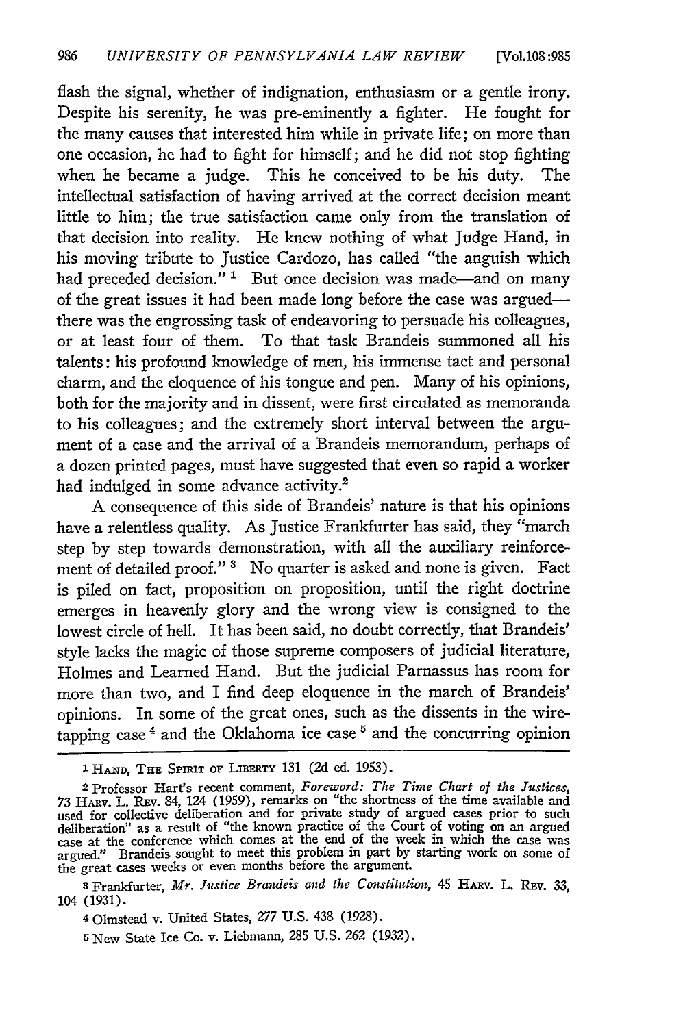flash the signal, whether of indignation, enthusiasm or a gentle irony. Despite his serenity, he was pre-eminently a fighter. He fought for the many causes that interested him while in private life; on more than one occasion, he had to fight for himself; and he did not stop fighting when he became a judge. This he conceived to be his duty. The intellectual satisfaction of having arrived at the correct decision meant little to him; the true satisfaction came only from the translation of that decision into reality. He knew nothing of what Judge Hand, in his moving tribute to Justice Cardozo, has called "the anguish which had preceded decision." [1] But once decision was made—and on many of the great issues it had been made long before the case was argued—there was the engrossing task of endeavoring to persuade his colleagues, or at least four of them. To that task Brandeis summoned all his talents: his profound knowledge of men, his immense tact and personal charm, and the eloquence of his tongue and pen. Many of his opinions, both for the majority and in dissent, were first circulated as memoranda to his colleagues; and the extremely short interval between the argument of a case and the arrival of a Brandeis memorandum, perhaps of a dozen printed pages, must have suggested that even so rapid a worker had indulged in some advance activity.[2]

A consequence of this side of Brandeis' nature is that his opinions have a relentless quality. As Justice Frankfurter has said, they "march step by step towards demonstration, with all the auxiliary reinforcement of detailed proof." [3] No quarter is asked and none is given. Fact is piled on fact, proposition on proposition, until the right doctrine emerges in heavenly glory and the wrong view is consigned to the lowest circle of hell. It has been said, no doubt correctly, that Brandeis' style lacks the magic of those supreme composers of judicial literature, Holmes and Learned Hand. But the judicial Parnassus has room for more than two, and I find deep eloquence in the march of Brandeis' opinions. In some of the great ones, such as the dissents in the wire-tapping case [4] and the Oklahoma ice case [5] and the concurring opinion

---

[1] Hand, The Spirit of Liberty 131 (2d ed. 1953).

[2] Professor Hart's recent comment, *Foreword: The Time Chart of the Justices*, 73 Harv. L. Rev. 84, 124 (1959), remarks on "the shortness of the time available and used for collective deliberation and for private study of argued cases prior to such deliberation" as a result of "the known practice of the Court of voting on an argued case at the conference which comes at the end of the week in which the case was argued." Brandeis sought to meet this problem in part by starting work on some of the great cases weeks or even months before the argument.

[3] Frankfurter, *Mr. Justice Brandeis and the Constitution*, 45 Harv. L. Rev. 33, 104 (1931).

[4] Olmstead v. United States, 277 U.S. 438 (1928).

[5] New State Ice Co. v. Liebmann, 285 U.S. 262 (1932).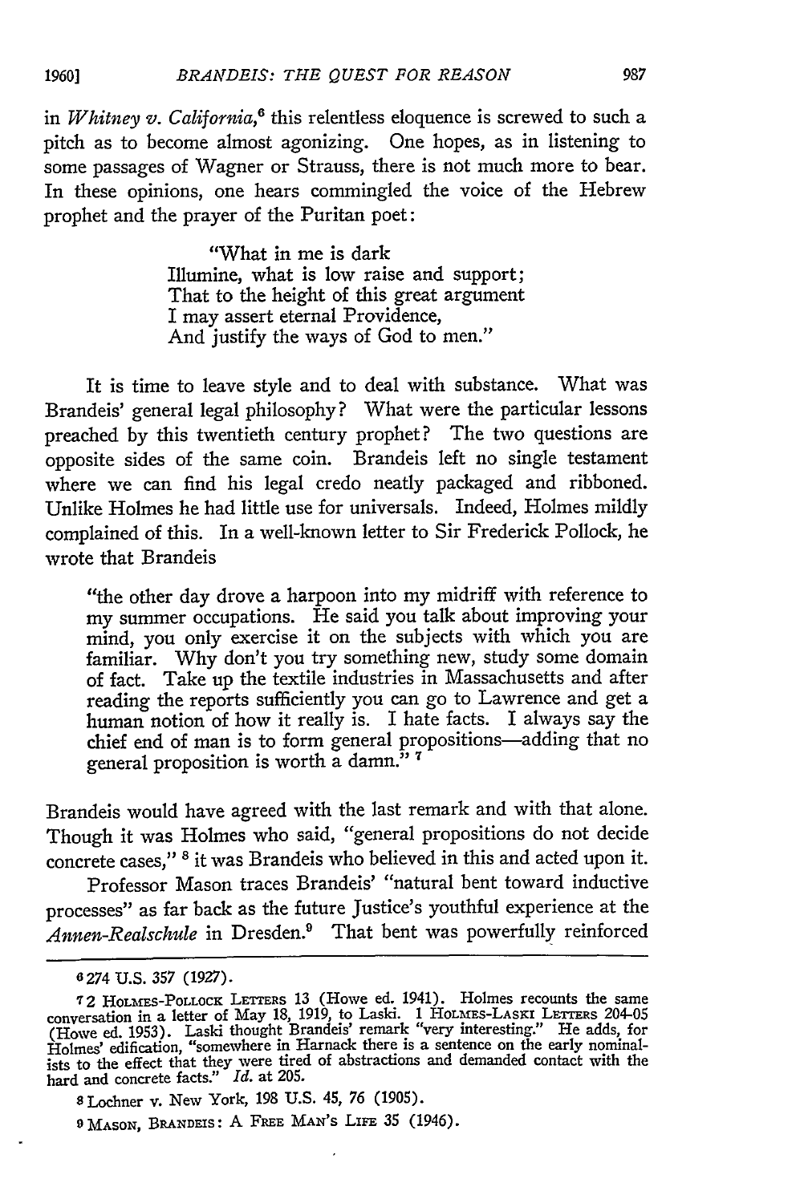in *Whitney v. California*,[6] this relentless eloquence is screwed to such a pitch as to become almost agonizing. One hopes, as in listening to some passages of Wagner or Strauss, there is not much more to bear. In these opinions, one hears commingled the voice of the Hebrew prophet and the prayer of the Puritan poet:

> "What in me is dark
> Illumine, what is low raise and support;
> That to the height of this great argument
> I may assert eternal Providence,
> And justify the ways of God to men."

It is time to leave style and to deal with substance. What was Brandeis' general legal philosophy? What were the particular lessons preached by this twentieth century prophet? The two questions are opposite sides of the same coin. Brandeis left no single testament where we can find his legal credo neatly packaged and riboned. Unlike Holmes he had little use for universals. Indeed, Holmes mildly complained of this. In a well-known letter to Sir Frederick Pollock, he wrote that Brandeis

> "the other day drove a harpoon into my midriff with reference to my summer occupations. He said you talk about improving your mind, you only exercise it on the subjects with which you are familiar. Why don't you try something new, study some domain of fact. Take up the textile industries in Massachusetts and after reading the reports sufficiently you can go to Lawrence and get a human notion of how it really is. I hate facts. I always say the chief end of man is to form general propositions—adding that no general proposition is worth a damn." [7]

Brandeis would have agreed with the last remark and with that alone. Though it was Holmes who said, "general propositions do not decide concrete cases," [8] it was Brandeis who believed in this and acted upon it.

Professor Mason traces Brandeis' "natural bent toward inductive processes" as far back as the future Justice's youthful experience at the *Annen-Realschule* in Dresden.[9] That bent was powerfully reinforced

---

[6] 274 U.S. 357 (1927).

[7] 2 Holmes-Pollock Letters 13 (Howe ed. 1941). Holmes recounts the same conversation in a letter of May 18, 1919, to Laski. 1 Holmes-Laski Letters 204-05 (Howe ed. 1953). Laski thought Brandeis' remark "very interesting." He adds, for Holmes' edification, "somewhere in Harnack there is a sentence on the early nominalists to the effect that they were tired of abstractions and demanded contact with the hard and concrete facts." *Id.* at 205.

[8] Lochner v. New York, 198 U.S. 45, 76 (1905).

[9] Mason, Brandeis: A Free Man's Life 35 (1946).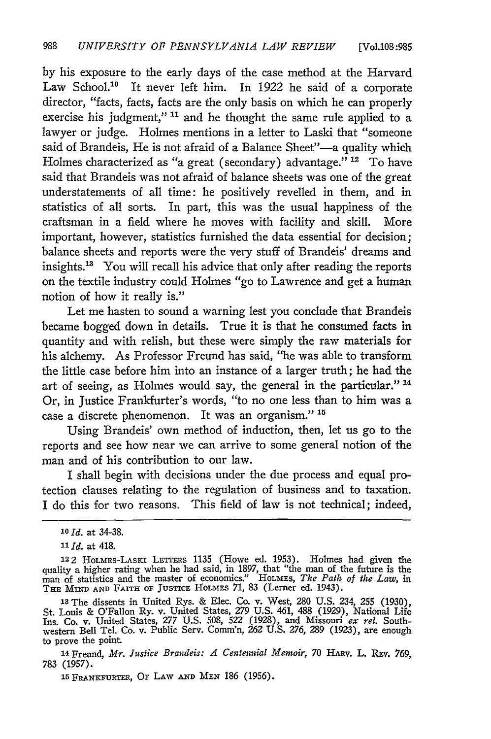by his exposure to the early days of the case method at the Harvard Law School.[10] It never left him. In 1922 he said of a corporate director, "facts, facts, facts are the only basis on which he can properly exercise his judgment,"[11] and he thought the same rule applied to a lawyer or judge. Holmes mentions in a letter to Laski that "someone said of Brandeis, He is not afraid of a Balance Sheet"—a quality which Holmes characterized as "a great (secondary) advantage."[12] To have said that Brandeis was not afraid of balance sheets was one of the great understatements of all time: he positively revelled in them, and in statistics of all sorts. In part, this was the usual happiness of the craftsman in a field where he moves with facility and skill. More important, however, statistics furnished the data essential for decision; balance sheets and reports were the very stuff of Brandeis' dreams and insights.[13] You will recall his advice that only after reading the reports on the textile industry could Holmes "go to Lawrence and get a human notion of how it really is."

Let me hasten to sound a warning lest you conclude that Brandeis became bogged down in details. True it is that he consumed facts in quantity and with relish, but these were simply the raw materials for his alchemy. As Professor Freund has said, "he was able to transform the little case before him into an instance of a larger truth; he had the art of seeing, as Holmes would say, the general in the particular."[14] Or, in Justice Frankfurter's words, "to no one less than to him was a case a discrete phenomenon. It was an organism."[15]

Using Brandeis' own method of induction, then, let us go to the reports and see how near we can arrive to some general notion of the man and of his contribution to our law.

I shall begin with decisions under the due process and equal protection clauses relating to the regulation of business and to taxation. I do this for two reasons. This field of law is not technical; indeed,

---

[10] *Id.* at 34-38.

[11] *Id.* at 418.

[12] 2 HOLMES-LASKI LETTERS 1135 (Howe ed. 1953). Holmes had given the quality a higher rating when he had said, in 1897, that "the man of the future is the man of statistics and the master of economics." HOLMES, *The Path of the Law*, in THE MIND AND FAITH OF JUSTICE HOLMES 71, 83 (Lerner ed. 1943).

[13] The dissents in United Rys. & Elec. Co. v. West, 280 U.S. 234, 255 (1930), St. Louis & O'Fallon Ry. v. United States, 279 U.S. 461, 488 (1929), National Life Ins. Co. v. United States, 277 U.S. 508, 522 (1928), and Missouri *ex rel.* Southwestern Bell Tel. Co. v. Public Serv. Comm'n, 262 U.S. 276, 289 (1923), are enough to prove the point.

[14] Freund, *Mr. Justice Brandeis: A Centennial Memoir*, 70 HARV. L. REV. 769, 783 (1957).

[15] FRANKFURTER, OF LAW AND MEN 186 (1956).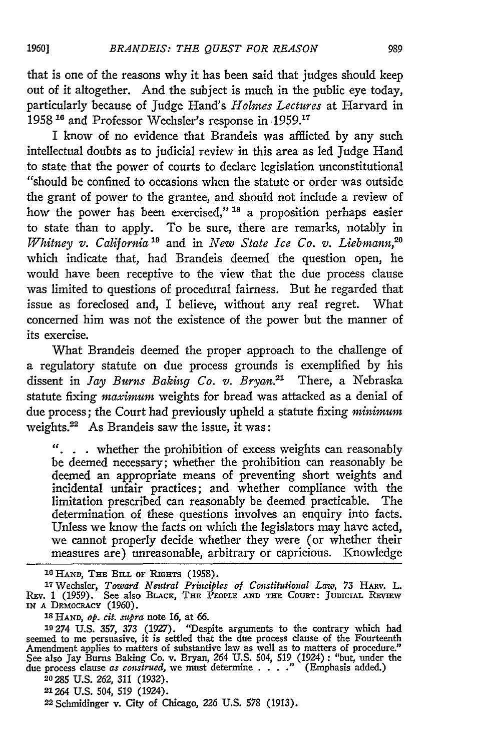that is one of the reasons why it has been said that judges should keep out of it altogether. And the subject is much in the public eye today, particularly because of Judge Hand's *Holmes Lectures* at Harvard in 1958 [16] and Professor Wechsler's response in 1959.[17]

I know of no evidence that Brandeis was afflicted by any such intellectual doubts as to judicial review in this area as led Judge Hand to state that the power of courts to declare legislation unconstitutional "should be confined to occasions when the statute or order was outside the grant of power to the grantee, and should not include a review of how the power has been exercised," [18] a proposition perhaps easier to state than to apply. To be sure, there are remarks, notably in *Whitney v. California* [19] and in *New State Ice Co. v. Liebmann*,[20] which indicate that, had Brandeis deemed the question open, he would have been receptive to the view that the due process clause was limited to questions of procedural fairness. But he regarded that issue as foreclosed and, I believe, without any real regret. What concerned him was not the existence of the power but the manner of its exercise.

What Brandeis deemed the proper approach to the challenge of a regulatory statute on due process grounds is exemplified by his dissent in *Jay Burns Baking Co. v. Bryan*.[21] There, a Nebraska statute fixing *maximum* weights for bread was attacked as a denial of due process; the Court had previously upheld a statute fixing *minimum* weights.[22] As Brandeis saw the issue, it was:

> ". . . whether the prohibition of excess weights can reasonably be deemed necessary; whether the prohibition can reasonably be deemed an appropriate means of preventing short weights and incidental unfair practices; and whether compliance with the limitation prescribed can reasonably be deemed practicable. The determination of these questions involves an enquiry into facts. Unless we know the facts on which the legislators may have acted, we cannot properly decide whether they were (or whether their measures are) unreasonable, arbitrary or capricious. Knowledge

---

[16] HAND, THE BILL OF RIGHTS (1958).

[17] Wechsler, *Toward Neutral Principles of Constitutional Law*, 73 HARV. L. REV. 1 (1959). See also BLACK, THE PEOPLE AND THE COURT: JUDICIAL REVIEW IN A DEMOCRACY (1960).

[18] HAND, *op. cit. supra* note 16, at 66.

[19] 274 U.S. 357, 373 (1927). "Despite arguments to the contrary which had seemed to me persuasive, it is settled that the due process clause of the Fourteenth Amendment applies to matters of substantive law as well as to matters of procedure." See also Jay Burns Baking Co. v. Bryan, 264 U.S. 504, 519 (1924): "but, under the due process clause *as construed*, we must determine . . . ." (Emphasis added.)

[20] 285 U.S. 262, 311 (1932).

[21] 264 U.S. 504, 519 (1924).

[22] Schmidinger v. City of Chicago, 226 U.S. 578 (1913).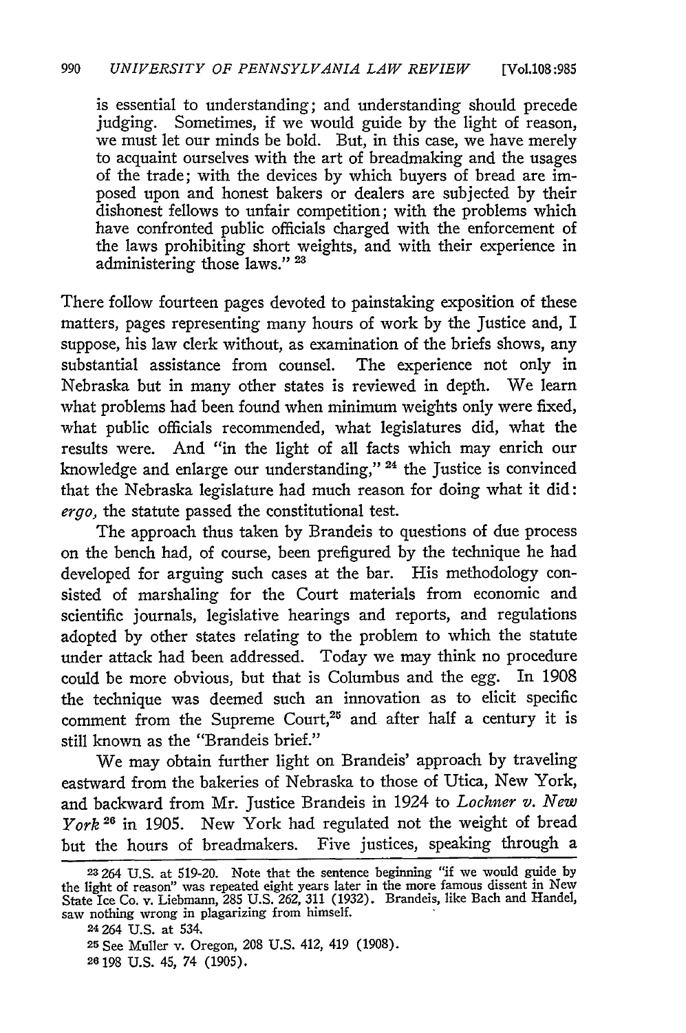is essential to understanding; and understanding should precede judging. Sometimes, if we would guide by the light of reason, we must let our minds be bold. But, in this case, we have merely to acquaint ourselves with the art of breadmaking and the usages of the trade; with the devices by which buyers of bread are imposed upon and honest bakers or dealers are subjected by their dishonest fellows to unfair competition; with the problems which have confronted public officials charged with the enforcement of the laws prohibiting short weights, and with their experience in administering those laws." [23]

There follow fourteen pages devoted to painstaking exposition of these matters, pages representing many hours of work by the Justice and, I suppose, his law clerk without, as examination of the briefs shows, any substantial assistance from counsel. The experience not only in Nebraska but in many other states is reviewed in depth. We learn what problems had been found when minimum weights only were fixed, what public officials recommended, what legislatures did, what the results were. And "in the light of all facts which may enrich our knowledge and enlarge our understanding," [24] the Justice is convinced that the Nebraska legislature had much reason for doing what it did: *ergo,* the statute passed the constitutional test.

The approach thus taken by Brandeis to questions of due process on the bench had, of course, been prefigured by the technique he had developed for arguing such cases at the bar. His methodology consisted of marshaling for the Court materials from economic and scientific journals, legislative hearings and reports, and regulations adopted by other states relating to the problem to which the statute under attack had been addressed. Today we may think no procedure could be more obvious, but that is Columbus and the egg. In 1908 the technique was deemed such an innovation as to elicit specific comment from the Supreme Court,[25] and after half a century it is still known as the "Brandeis brief."

We may obtain further light on Brandeis' approach by traveling eastward from the bakeries of Nebraska to those of Utica, New York, and backward from Mr. Justice Brandeis in 1924 to *Lochner v. New York* [26] in 1905. New York had regulated not the weight of bread but the hours of breadmakers. Five justices, speaking through a

---

[23] 264 U.S. at 519-20. Note that the sentence beginning "if we would guide by the light of reason" was repeated eight years later in the more famous dissent in New State Ice Co. v. Liebmann, 285 U.S. 262, 311 (1932). Brandeis, like Bach and Handel, saw nothing wrong in plagarizing from himself.

[24] 264 U.S. at 534.

[25] See Muller v. Oregon, 208 U.S. 412, 419 (1908).

[26] 198 U.S. 45, 74 (1905).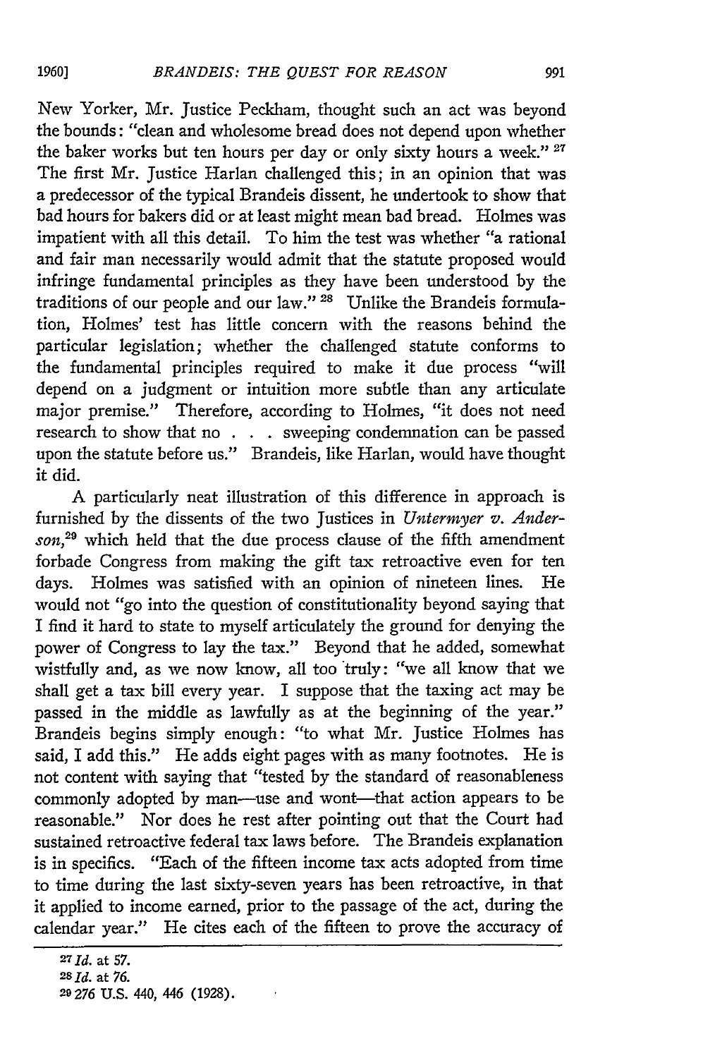New Yorker, Mr. Justice Peckham, thought such an act was beyond the bounds: "clean and wholesome bread does not depend upon whether the baker works but ten hours per day or only sixty hours a week." [27] The first Mr. Justice Harlan challenged this; in an opinion that was a predecessor of the typical Brandeis dissent, he undertook to show that bad hours for bakers did or at least might mean bad bread. Holmes was impatient with all this detail. To him the test was whether "a rational and fair man necessarily would admit that the statute proposed would infringe fundamental principles as they have been understood by the traditions of our people and our law." [28] Unlike the Brandeis formulation, Holmes' test has little concern with the reasons behind the particular legislation; whether the challenged statute conforms to the fundamental principles required to make it due process "will depend on a judgment or intuition more subtle than any articulate major premise." Therefore, according to Holmes, "it does not need research to show that no . . . sweeping condemnation can be passed upon the statute before us." Brandeis, like Harlan, would have thought it did.

A particularly neat illustration of this difference in approach is furnished by the dissents of the two Justices in *Untermyer v. Anderson*,[29] which held that the due process clause of the fifth amendment forbade Congress from making the gift tax retroactive even for ten days. Holmes was satisfied with an opinion of nineteen lines. He would not "go into the question of constitutionality beyond saying that I find it hard to state to myself articulately the ground for denying the power of Congress to lay the tax." Beyond that he added, somewhat wistfully and, as we now know, all too truly: "we all know that we shall get a tax bill every year. I suppose that the taxing act may be passed in the middle as lawfully as at the beginning of the year." Brandeis begins simply enough: "to what Mr. Justice Holmes has said, I add this." He adds eight pages with as many footnotes. He is not content with saying that "tested by the standard of reasonableness commonly adopted by man—use and wont—that action appears to be reasonable." Nor does he rest after pointing out that the Court had sustained retroactive federal tax laws before. The Brandeis explanation is in specifics. "Each of the fifteen income tax acts adopted from time to time during the last sixty-seven years has been retroactive, in that it applied to income earned, prior to the passage of the act, during the calendar year." He cites each of the fifteen to prove the accuracy of

---

[27] *Id.* at 57.

[28] *Id.* at 76.

[29] 276 U.S. 440, 446 (1928).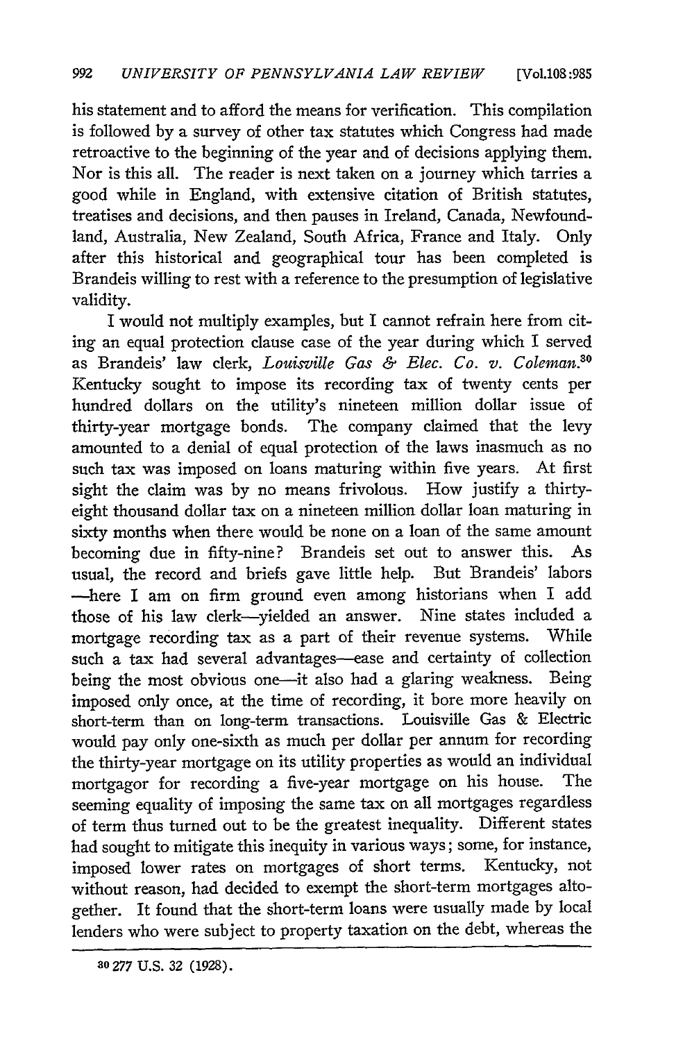his statement and to afford the means for verification. This compilation is followed by a survey of other tax statutes which Congress had made retroactive to the beginning of the year and of decisions applying them. Nor is this all. The reader is next taken on a journey which tarries a good while in England, with extensive citation of British statutes, treatises and decisions, and then pauses in Ireland, Canada, Newfoundland, Australia, New Zealand, South Africa, France and Italy. Only after this historical and geographical tour has been completed is Brandeis willing to rest with a reference to the presumption of legislative validity.

I would not multiply examples, but I cannot refrain here from citing an equal protection clause case of the year during which I served as Brandeis' law clerk, *Louisville Gas & Elec. Co. v. Coleman.*[30] Kentucky sought to impose its recording tax of twenty cents per hundred dollars on the utility's nineteen million dollar issue of thirty-year mortgage bonds. The company claimed that the levy amounted to a denial of equal protection of the laws inasmuch as no such tax was imposed on loans maturing within five years. At first sight the claim was by no means frivolous. How justify a thirty-eight thousand dollar tax on a nineteen million dollar loan maturing in sixty months when there would be none on a loan of the same amount becoming due in fifty-nine? Brandeis set out to answer this. As usual, the record and briefs gave little help. But Brandeis' labors —here I am on firm ground even among historians when I add those of his law clerk—yielded an answer. Nine states included a mortgage recording tax as a part of their revenue systems. While such a tax had several advantages—ease and certainty of collection being the most obvious one—it also had a glaring weakness. Being imposed only once, at the time of recording, it bore more heavily on short-term than on long-term transactions. Louisville Gas & Electric would pay only one-sixth as much per dollar per annum for recording the thirty-year mortgage on its utility properties as would an individual mortgagor for recording a five-year mortgage on his house. The seeming equality of imposing the same tax on all mortgages regardless of term thus turned out to be the greatest inequality. Different states had sought to mitigate this inequity in various ways; some, for instance, imposed lower rates on mortgages of short terms. Kentucky, not without reason, had decided to exempt the short-term mortgages altogether. It found that the short-term loans were usually made by local lenders who were subject to property taxation on the debt, whereas the

---

[30] 277 U.S. 32 (1928).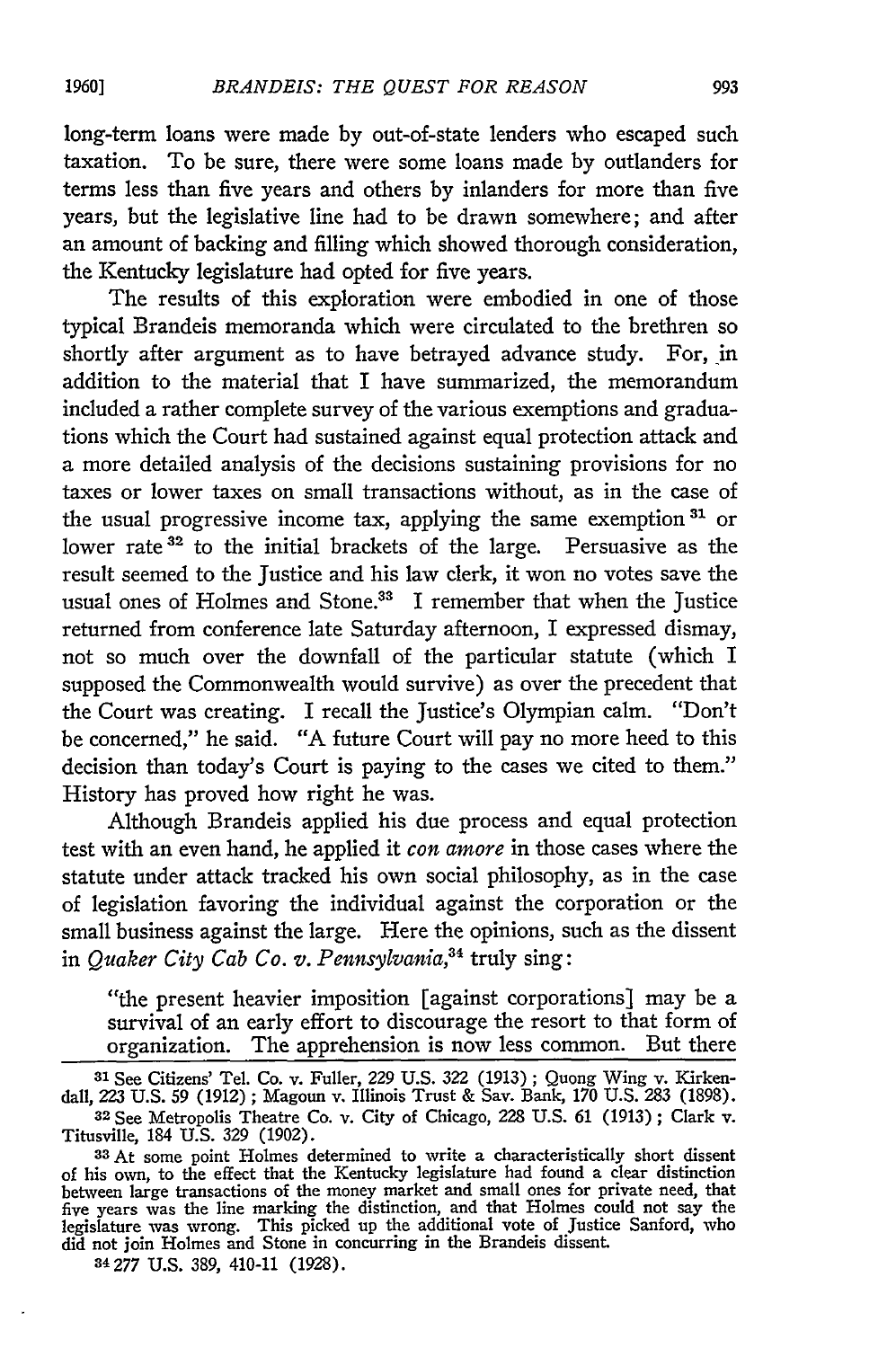long-term loans were made by out-of-state lenders who escaped such taxation. To be sure, there were some loans made by outlanders for terms less than five years and others by inlanders for more than five years, but the legislative line had to be drawn somewhere; and after an amount of backing and filling which showed thorough consideration, the Kentucky legislature had opted for five years.

The results of this exploration were embodied in one of those typical Brandeis memoranda which were circulated to the brethren so shortly after argument as to have betrayed advance study. For, in addition to the material that I have summarized, the memorandum included a rather complete survey of the various exemptions and graduations which the Court had sustained against equal protection attack and a more detailed analysis of the decisions sustaining provisions for no taxes or lower taxes on small transactions without, as in the case of the usual progressive income tax, applying the same exemption[31] or lower rate[32] to the initial brackets of the large. Persuasive as the result seemed to the Justice and his law clerk, it won no votes save the usual ones of Holmes and Stone.[33] I remember that when the Justice returned from conference late Saturday afternoon, I expressed dismay, not so much over the downfall of the particular statute (which I supposed the Commonwealth would survive) as over the precedent that the Court was creating. I recall the Justice's Olympian calm. "Don't be concerned," he said. "A future Court will pay no more heed to this decision than today's Court is paying to the cases we cited to them." History has proved how right he was.

Although Brandeis applied his due process and equal protection test with an even hand, he applied it *con amore* in those cases where the statute under attack tracked his own social philosophy, as in the case of legislation favoring the individual against the corporation or the small business against the large. Here the opinions, such as the dissent in *Quaker City Cab Co. v. Pennsylvania*,[34] truly sing:

> "the present heavier imposition [against corporations] may be a survival of an early effort to discourage the resort to that form of organization. The apprehension is now less common. But there

---

[31] See Citizens' Tel. Co. v. Fuller, 229 U.S. 322 (1913); Quong Wing v. Kirkendall, 223 U.S. 59 (1912); Magoun v. Illinois Trust & Sav. Bank, 170 U.S. 283 (1898).

[32] See Metropolis Theatre Co. v. City of Chicago, 228 U.S. 61 (1913); Clark v. Titusville, 184 U.S. 329 (1902).

[33] At some point Holmes determined to write a characteristically short dissent of his own, to the effect that the Kentucky legislature had found a clear distinction between large transactions of the money market and small ones for private need, that five years was the line marking the distinction, and that Holmes could not say the legislature was wrong. This picked up the additional vote of Justice Sanford, who did not join Holmes and Stone in concurring in the Brandeis dissent.

[34] 277 U.S. 389, 410-11 (1928).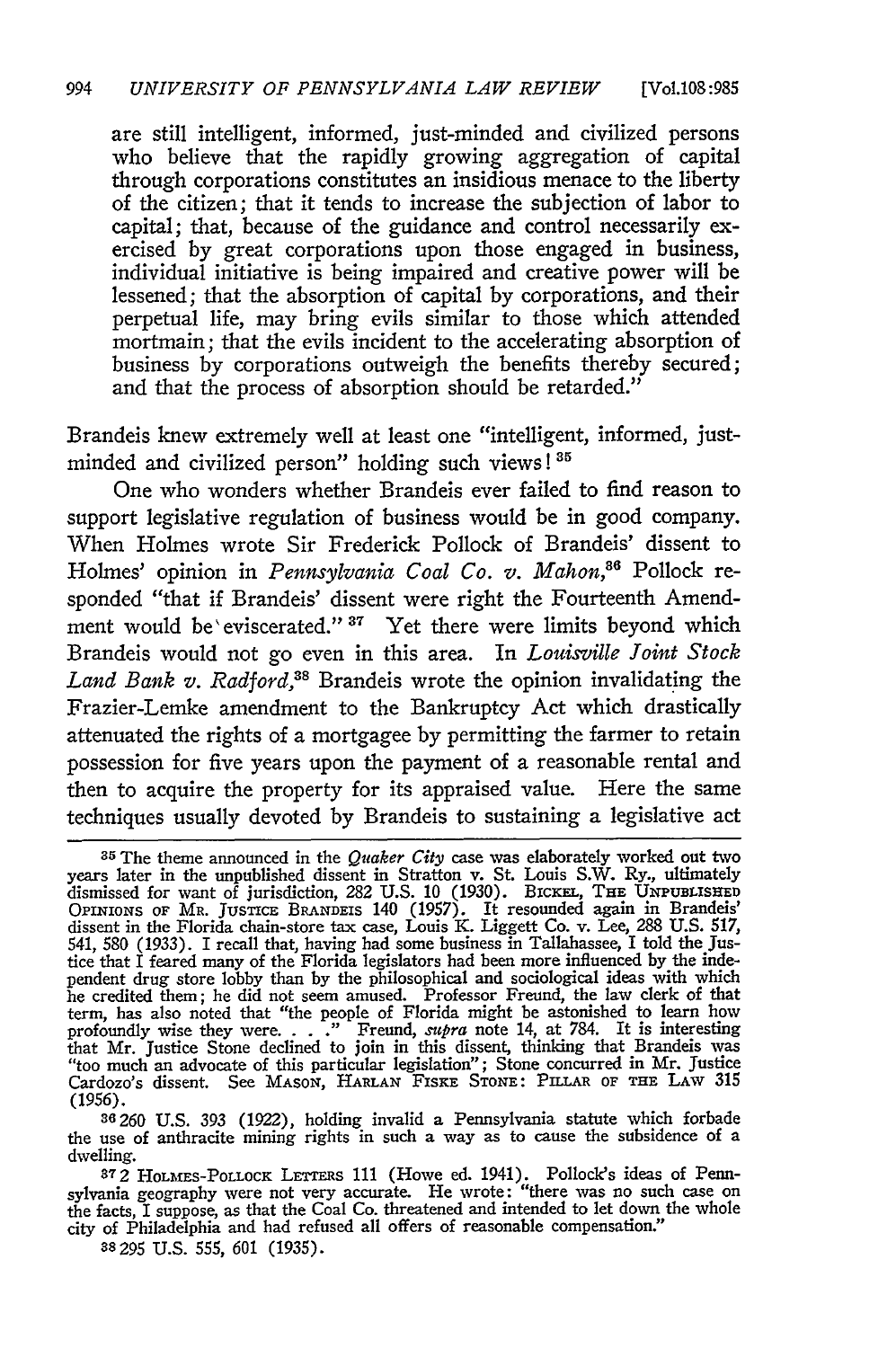are still intelligent, informed, just-minded and civilized persons who believe that the rapidly growing aggregation of capital through corporations constitutes an insidious menace to the liberty of the citizen; that it tends to increase the subjection of labor to capital; that, because of the guidance and control necessarily exercised by great corporations upon those engaged in business, individual initiative is being impaired and creative power will be lessened; that the absorption of capital by corporations, and their perpetual life, may bring evils similar to those which attended mortmain; that the evils incident to the accelerating absorption of business by corporations outweigh the benefits thereby secured; and that the process of absorption should be retarded."

Brandeis knew extremely well at least one "intelligent, informed, just-minded and civilized person" holding such views! [35]

One who wonders whether Brandeis ever failed to find reason to support legislative regulation of business would be in good company. When Holmes wrote Sir Frederick Pollock of Brandeis' dissent to Holmes' opinion in *Pennsylvania Coal Co. v. Mahon*,[36] Pollock responded "that if Brandeis' dissent were right the Fourteenth Amendment would be eviscerated." [37] Yet there were limits beyond which Brandeis would not go even in this area. In *Louisville Joint Stock Land Bank v. Radford*,[38] Brandeis wrote the opinion invalidating the Frazier-Lemke amendment to the Bankruptcy Act which drastically attenuated the rights of a mortgagee by permitting the farmer to retain possession for five years upon the payment of a reasonable rental and then to acquire the property for its appraised value. Here the same techniques usually devoted by Brandeis to sustaining a legislative act

---

[35] The theme announced in the *Quaker City* case was elaborately worked out two years later in the unpublished dissent in Stratton v. St. Louis S.W. Ry., ultimately dismissed for want of jurisdiction, 282 U.S. 10 (1930). BICKEL, THE UNPUBLISHED OPINIONS OF MR. JUSTICE BRANDEIS 140 (1957). It resounded again in Brandeis' dissent in the Florida chain-store tax case, Louis K. Liggett Co. v. Lee, 288 U.S. 517, 541, 580 (1933). I recall that, having had some business in Tallahassee, I told the Justice that I feared many of the Florida legislators had been more influenced by the independent drug store lobby than by the philosophical and sociological ideas with which he credited them; he did not seem amused. Professor Freund, the law clerk of that term, has also noted that "the people of Florida might be astonished to learn how profoundly wise they were. . . ." Freund, *supra* note 14, at 784. It is interesting that Mr. Justice Stone declined to join in this dissent, thinking that Brandeis was "too much an advocate of this particular legislation"; Stone concurred in Mr. Justice Cardozo's dissent. See MASON, HARLAN FISKE STONE: PILLAR OF THE LAW 315 (1956).

[36] 260 U.S. 393 (1922), holding invalid a Pennsylvania statute which forbade the use of anthracite mining rights in such a way as to cause the subsidence of a dwelling.

[37] 2 HOLMES-POLLOCK LETTERS 111 (Howe ed. 1941). Pollock's ideas of Pennsylvania geography were not very accurate. He wrote: "there was no such case on the facts, I suppose, as that the Coal Co. threatened and intended to let down the whole city of Philadelphia and had refused all offers of reasonable compensation."

[38] 295 U.S. 555, 601 (1935).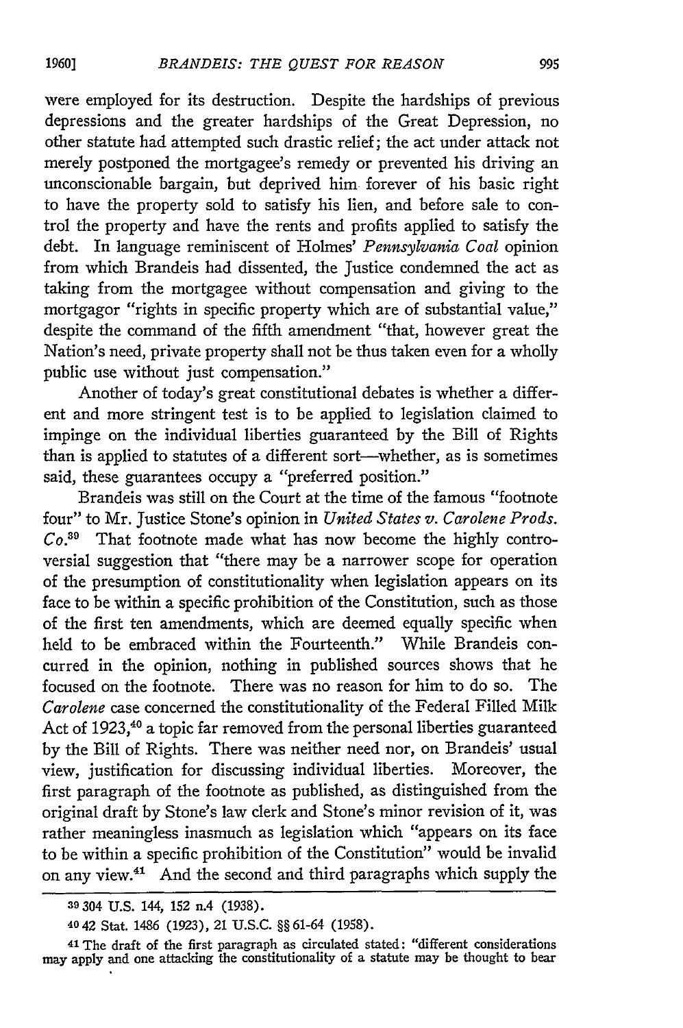were employed for its destruction. Despite the hardships of previous depressions and the greater hardships of the Great Depression, no other statute had attempted such drastic relief; the act under attack not merely postponed the mortgagee's remedy or prevented his driving an unconscionable bargain, but deprived him forever of his basic right to have the property sold to satisfy his lien, and before sale to control the property and have the rents and profits applied to satisfy the debt. In language reminiscent of Holmes' *Pennsylvania Coal* opinion from which Brandeis had dissented, the Justice condemned the act as taking from the mortgagee without compensation and giving to the mortgagor "rights in specific property which are of substantial value," despite the command of the fifth amendment "that, however great the Nation's need, private property shall not be thus taken even for a wholly public use without just compensation."

Another of today's great constitutional debates is whether a different and more stringent test is to be applied to legislation claimed to impinge on the individual liberties guaranteed by the Bill of Rights than is applied to statutes of a different sort—whether, as is sometimes said, these guarantees occupy a "preferred position."

Brandeis was still on the Court at the time of the famous "footnote four" to Mr. Justice Stone's opinion in *United States v. Carolene Prods. Co.*[39] That footnote made what has now become the highly controversial suggestion that "there may be a narrower scope for operation of the presumption of constitutionality when legislation appears on its face to be within a specific prohibition of the Constitution, such as those of the first ten amendments, which are deemed equally specific when held to be embraced within the Fourteenth." While Brandeis concurred in the opinion, nothing in published sources shows that he focused on the footnote. There was no reason for him to do so. The *Carolene* case concerned the constitutionality of the Federal Filled Milk Act of 1923,[40] a topic far removed from the personal liberties guaranteed by the Bill of Rights. There was neither need nor, on Brandeis' usual view, justification for discussing individual liberties. Moreover, the first paragraph of the footnote as published, as distinguished from the original draft by Stone's law clerk and Stone's minor revision of it, was rather meaningless inasmuch as legislation which "appears on its face to be within a specific prohibition of the Constitution" would be invalid on any view.[41] And the second and third paragraphs which supply the

---

[39] 304 U.S. 144, 152 n.4 (1938).

[40] 42 Stat. 1486 (1923), 21 U.S.C. §§ 61-64 (1958).

[41] The draft of the first paragraph as circulated stated: "different considerations may apply and one attacking the constitutionality of a statute may be thought to bear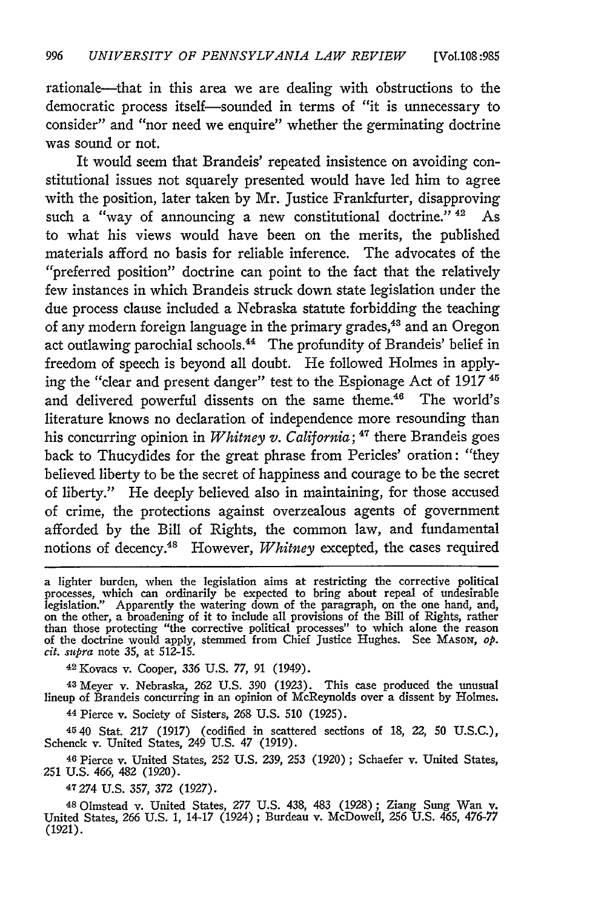rationale—that in this area we are dealing with obstructions to the democratic process itself—sounded in terms of "it is unnecessary to consider" and "nor need we enquire" whether the germinating doctrine was sound or not.

It would seem that Brandeis' repeated insistence on avoiding constitutional issues not squarely presented would have led him to agree with the position, later taken by Mr. Justice Frankfurter, disapproving such a "way of announcing a new constitutional doctrine." [42] As to what his views would have been on the merits, the published materials afford no basis for reliable inference. The advocates of the "preferred position" doctrine can point to the fact that the relatively few instances in which Brandeis struck down state legislation under the due process clause included a Nebraska statute forbidding the teaching of any modern foreign language in the primary grades,[43] and an Oregon act outlawing parochial schools.[44] The profundity of Brandeis' belief in freedom of speech is beyond all doubt. He followed Holmes in applying the "clear and present danger" test to the Espionage Act of 1917 [45] and delivered powerful dissents on the same theme.[46] The world's literature knows no declaration of independence more resounding than his concurring opinion in *Whitney v. California*; [47] there Brandeis goes back to Thucydides for the great phrase from Pericles' oration: "they believed liberty to be the secret of happiness and courage to be the secret of liberty." He deeply believed also in maintaining, for those accused of crime, the protections against overzealous agents of government afforded by the Bill of Rights, the common law, and fundamental notions of decency.[48] However, *Whitney* excepted, the cases required

---

a lighter burden, when the legislation aims at restricting the corrective political processes, which can ordinarily be expected to bring about repeal of undesirable legislation." Apparently the watering down of the paragraph, on the one hand, and, on the other, a broadening of it to include all provisions of the Bill of Rights, rather than those protecting "the corrective political processes" to which alone the reason of the doctrine would apply, stemmed from Chief Justice Hughes. See MASON, *op. cit. supra* note 35, at 512-15.

42 Kovacs v. Cooper, 336 U.S. 77, 91 (1949).

43 Meyer v. Nebraska, 262 U.S. 390 (1923). This case produced the unusual lineup of Brandeis concurring in an opinion of McReynolds over a dissent by Holmes.

44 Pierce v. Society of Sisters, 268 U.S. 510 (1925).

45 40 Stat. 217 (1917) (codified in scattered sections of 18, 22, 50 U.S.C.), Schenck v. United States, 249 U.S. 47 (1919).

46 Pierce v. United States, 252 U.S. 239, 253 (1920); Schaefer v. United States, 251 U.S. 466, 482 (1920).

47 274 U.S. 357, 372 (1927).

48 Olmstead v. United States, 277 U.S. 438, 483 (1928); Ziang Sung Wan v. United States, 266 U.S. 1, 14-17 (1924); Burdeau v. McDowell, 256 U.S. 465, 476-77 (1921).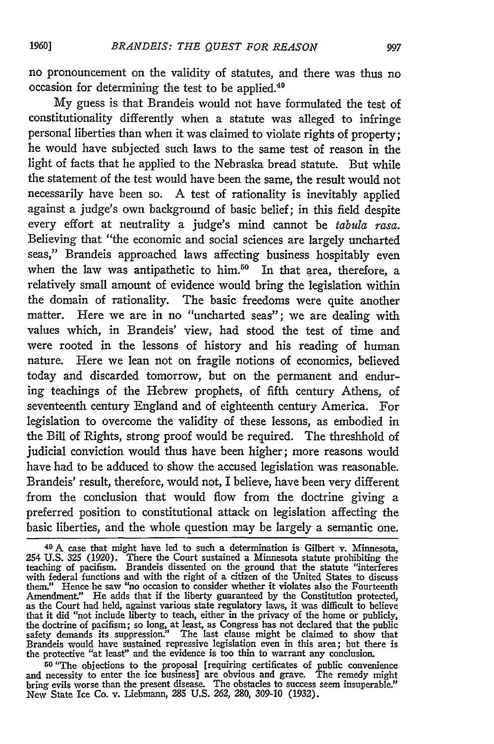no pronouncement on the validity of statutes, and there was thus no occasion for determining the test to be applied.[49]

My guess is that Brandeis would not have formulated the test of constitutionality differently when a statute was alleged to infringe personal liberties than when it was claimed to violate rights of property; he would have subjected such laws to the same test of reason in the light of facts that he applied to the Nebraska bread statute. But while the statement of the test would have been the same, the result would not necessarily have been so. A test of rationality is inevitably applied against a judge's own background of basic belief; in this field despite every effort at neutrality a judge's mind cannot be *tabula rasa.* Believing that "the economic and social sciences are largely uncharted seas," Brandeis approached laws affecting business hospitably even when the law was antipathetic to him.[50] In that area, therefore, a relatively small amount of evidence would bring the legislation within the domain of rationality. The basic freedoms were quite another matter. Here we are in no "uncharted seas"; we are dealing with values which, in Brandeis' view, had stood the test of time and were rooted in the lessons of history and his reading of human nature. Here we lean not on fragile notions of economics, believed today and discarded tomorrow, but on the permanent and enduring teachings of the Hebrew prophets, of fifth century Athens, of seventeenth century England and of eighteenth century America. For legislation to overcome the validity of these lessons, as embodied in the Bill of Rights, strong proof would be required. The threshhold of judicial conviction would thus have been higher; more reasons would have had to be adduced to show the accused legislation was reasonable. Brandeis' result, therefore, would not, I believe, have been very different from the conclusion that would flow from the doctrine giving a preferred position to constitutional attack on legislation affecting the basic liberties, and the whole question may be largely a semantic one.

---

[49] A case that might have led to such a determination is Gilbert v. Minnesota, 254 U.S. 325 (1920). There the Court sustained a Minnesota statute prohibiting the teaching of pacifism. Brandeis dissented on the ground that the statute "interferes with federal functions and with the right of a citizen of the United States to discuss them." Hence he saw "no occasion to consider whether it violates also the Fourteenth Amendment." He adds that if the liberty guaranteed by the Constitution protected, as the Court had held, against various state regulatory laws, it was difficult to believe that it did "not include liberty to teach, either in the privacy of the home or publicly, the doctrine of pacifism; so long, at least, as Congress has not declared that the public safety demands its suppression." The last clause might be claimed to show that Brandeis would have sustained repressive legislation even in this area; but there is the protective "at least" and the evidence is too thin to warrant any conclusion.

[50] "The objections to the proposal [requiring certificates of public convenience and necessity to enter the ice business] are obvious and grave. The remedy might bring evils worse than the present disease. The obstacles to success seem insuperable." New State Ice Co. v. Liebmann, 285 U.S. 262, 280, 309-10 (1932).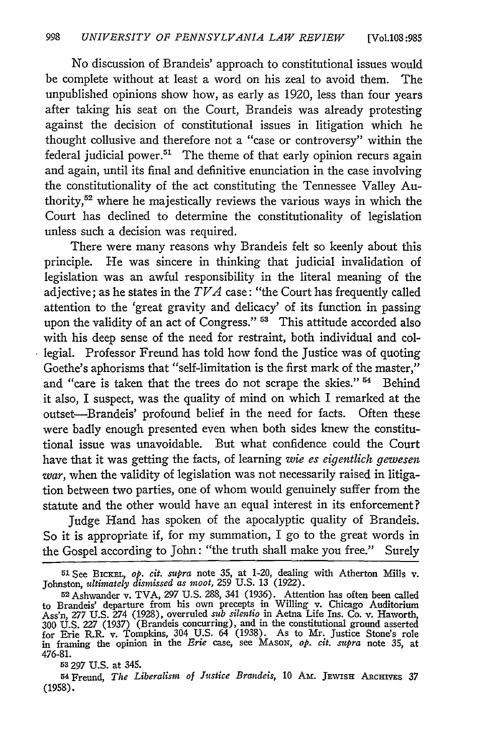No discussion of Brandeis' approach to constitutional issues would be complete without at least a word on his zeal to avoid them. The unpublished opinions show how, as early as 1920, less than four years after taking his seat on the Court, Brandeis was already protesting against the decision of constitutional issues in litigation which he thought collusive and therefore not a "case or controversy" within the federal judicial power.[51] The theme of that early opinion recurs again and again, until its final and definitive enunciation in the case involving the constitutionality of the act constituting the Tennessee Valley Authority,[52] where he majestically reviews the various ways in which the Court has declined to determine the constitutionality of legislation unless such a decision was required.

There were many reasons why Brandeis felt so keenly about this principle. He was sincere in thinking that judicial invalidation of legislation was an awful responsibility in the literal meaning of the adjective; as he states in the *TVA* case: "the Court has frequently called attention to the 'great gravity and delicacy' of its function in passing upon the validity of an act of Congress." [53] This attitude accorded also with his deep sense of the need for restraint, both individual and collegial. Professor Freund has told how fond the Justice was of quoting Goethe's aphorisms that "self-limitation is the first mark of the master," and "care is taken that the trees do not scrape the skies." [54] Behind it also, I suspect, was the quality of mind on which I remarked at the outset—Brandeis' profound belief in the need for facts. Often these were badly enough presented even when both sides knew the constitutional issue was unavoidable. But what confidence could the Court have that it was getting the facts, of learning *wie es eigentlich gewesen war*, when the validity of legislation was not necessarily raised in litigation between two parties, one of whom would genuinely suffer from the statute and the other would have an equal interest in its enforcement?

Judge Hand has spoken of the apocalyptic quality of Brandeis. So it is appropriate if, for my summation, I go to the great words in the Gospel according to John: "the truth shall make you free." Surely

---

[51] See Bickel, *op. cit. supra* note 35, at 1-20, dealing with Atherton Mills v. Johnston, *ultimately dismissed as moot*, 259 U.S. 13 (1922).

[52] Ashwander v. TVA, 297 U.S. 288, 341 (1936). Attention has often been called to Brandeis' departure from his own precepts in Willing v. Chicago Auditorium Ass'n, 277 U.S. 274 (1928), overruled *sub silentio* in Aetna Life Ins. Co. v. Haworth, 300 U.S. 227 (1937) (Brandeis concurring), and in the constitutional ground asserted for Erie R.R. v. Tompkins, 304 U.S. 64 (1938). As to Mr. Justice Stone's role in framing the opinion in the *Erie* case, see Mason, *op. cit. supra* note 35, at 476-81.

[53] 297 U.S. at 345.

[54] Freund, *The Liberalism of Justice Brandeis*, 10 Am. Jewish Archives 37 (1958).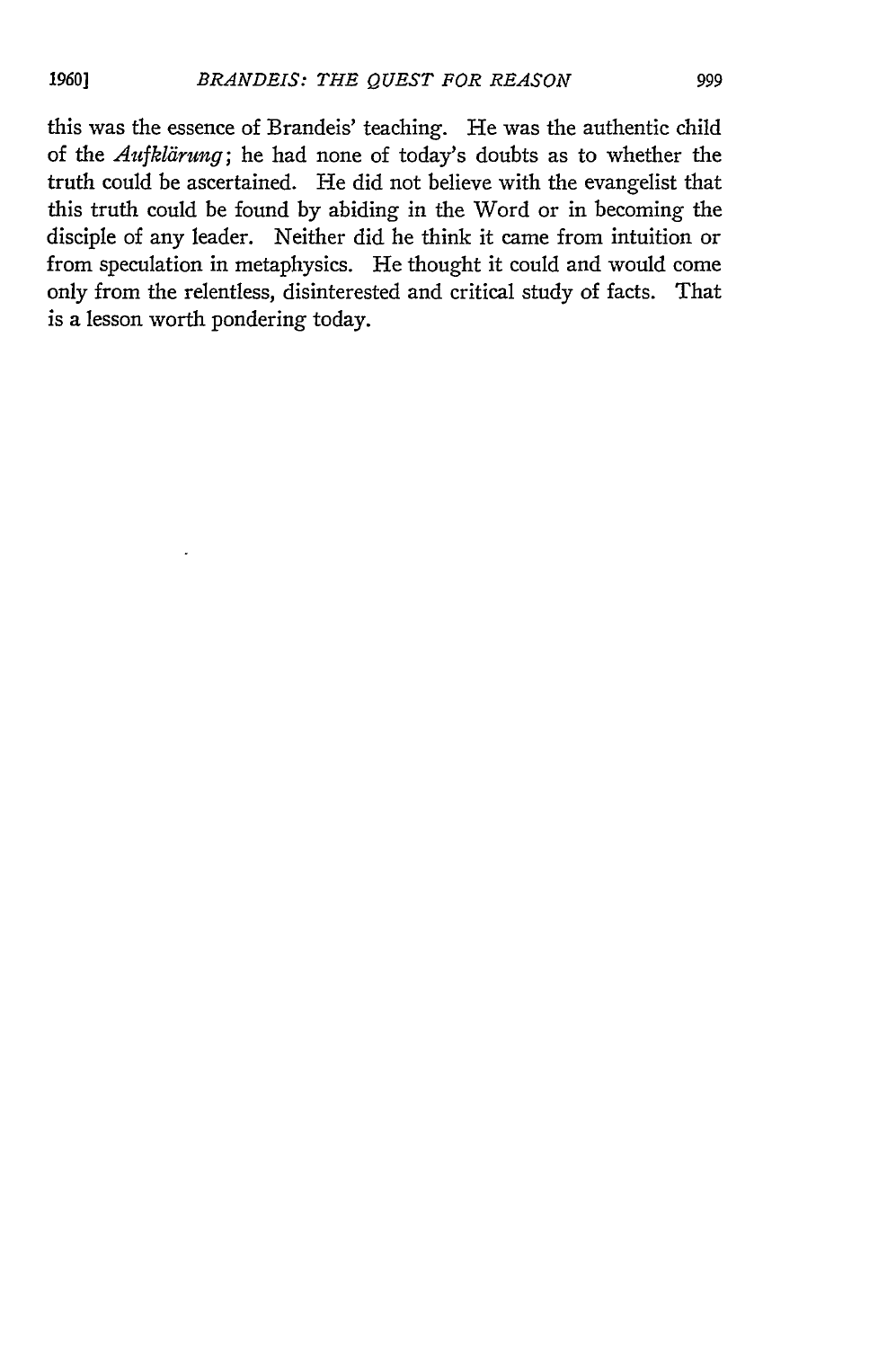this was the essence of Brandeis' teaching. He was the authentic child of the *Aufklärung*; he had none of today's doubts as to whether the truth could be ascertained. He did not believe with the evangelist that this truth could be found by abiding in the Word or in becoming the disciple of any leader. Neither did he think it came from intuition or from speculation in metaphysics. He thought it could and would come only from the relentless, disinterested and critical study of facts. That is a lesson worth pondering today.